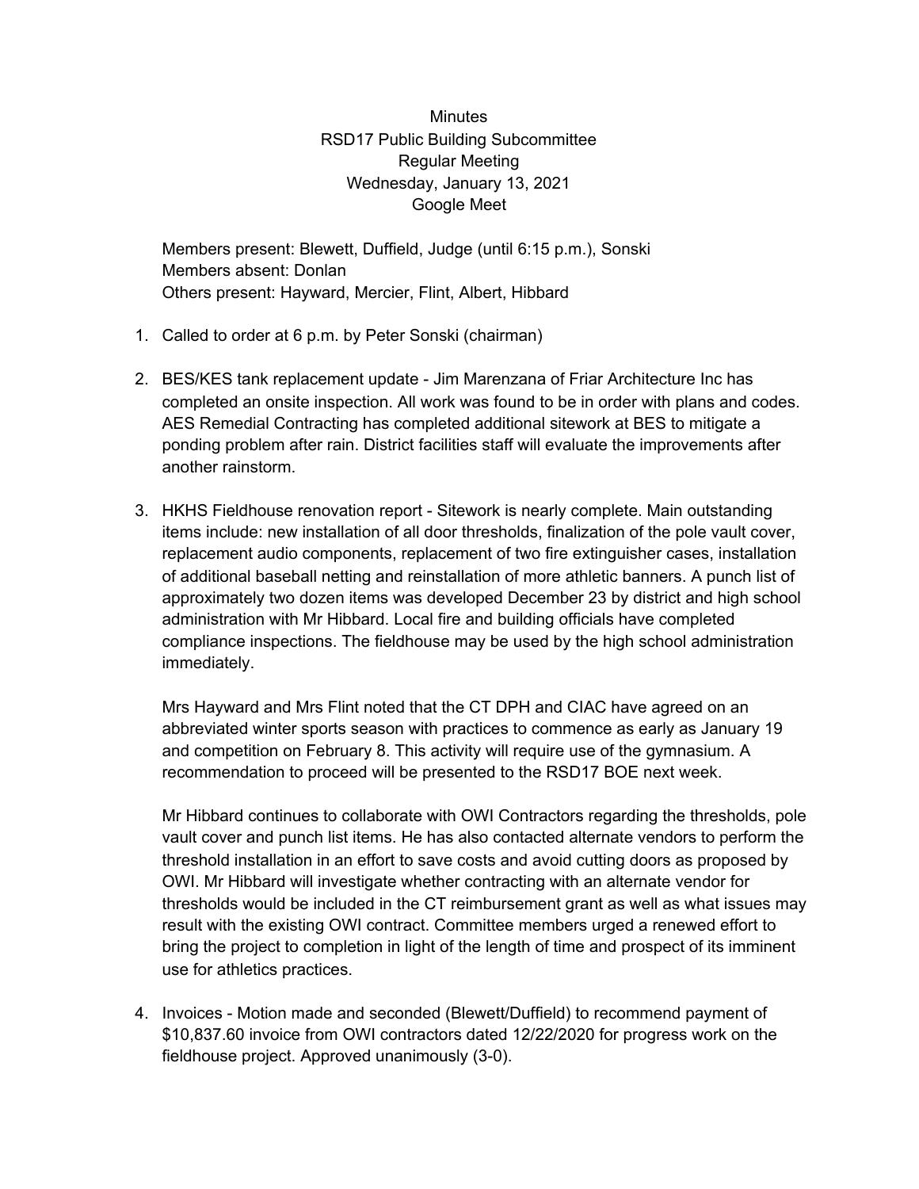# Minutes
## RSD17 Public Building Subcommittee
## Regular Meeting
## Wednesday, January 13, 2021
## Google Meet

Members present: Blewett, Duffield, Judge (until 6:15 p.m.), Sonski
Members absent: Donlan
Others present: Hayward, Mercier, Flint, Albert, Hibbard

1. Called to order at 6 p.m. by Peter Sonski (chairman)

2. BES/KES tank replacement update - Jim Marenzana of Friar Architecture Inc has completed an onsite inspection. All work was found to be in order with plans and codes. AES Remedial Contracting has completed additional sitework at BES to mitigate a ponding problem after rain. District facilities staff will evaluate the improvements after another rainstorm.

3. HKHS Fieldhouse renovation report - Sitework is nearly complete. Main outstanding items include: new installation of all door thresholds, finalization of the pole vault cover, replacement audio components, replacement of two fire extinguisher cases, installation of additional baseball netting and reinstallation of more athletic banners. A punch list of approximately two dozen items was developed December 23 by district and high school administration with Mr Hibbard. Local fire and building officials have completed compliance inspections. The fieldhouse may be used by the high school administration immediately.

   Mrs Hayward and Mrs Flint noted that the CT DPH and CIAC have agreed on an abbreviated winter sports season with practices to commence as early as January 19 and competition on February 8. This activity will require use of the gymnasium. A recommendation to proceed will be presented to the RSD17 BOE next week.

   Mr Hibbard continues to collaborate with OWI Contractors regarding the thresholds, pole vault cover and punch list items. He has also contacted alternate vendors to perform the threshold installation in an effort to save costs and avoid cutting doors as proposed by OWI. Mr Hibbard will investigate whether contracting with an alternate vendor for thresholds would be included in the CT reimbursement grant as well as what issues may result with the existing OWI contract. Committee members urged a renewed effort to bring the project to completion in light of the length of time and prospect of its imminent use for athletics practices.

4. Invoices - Motion made and seconded (Blewett/Duffield) to recommend payment of $10,837.60 invoice from OWI contractors dated 12/22/2020 for progress work on the fieldhouse project. Approved unanimously (3-0).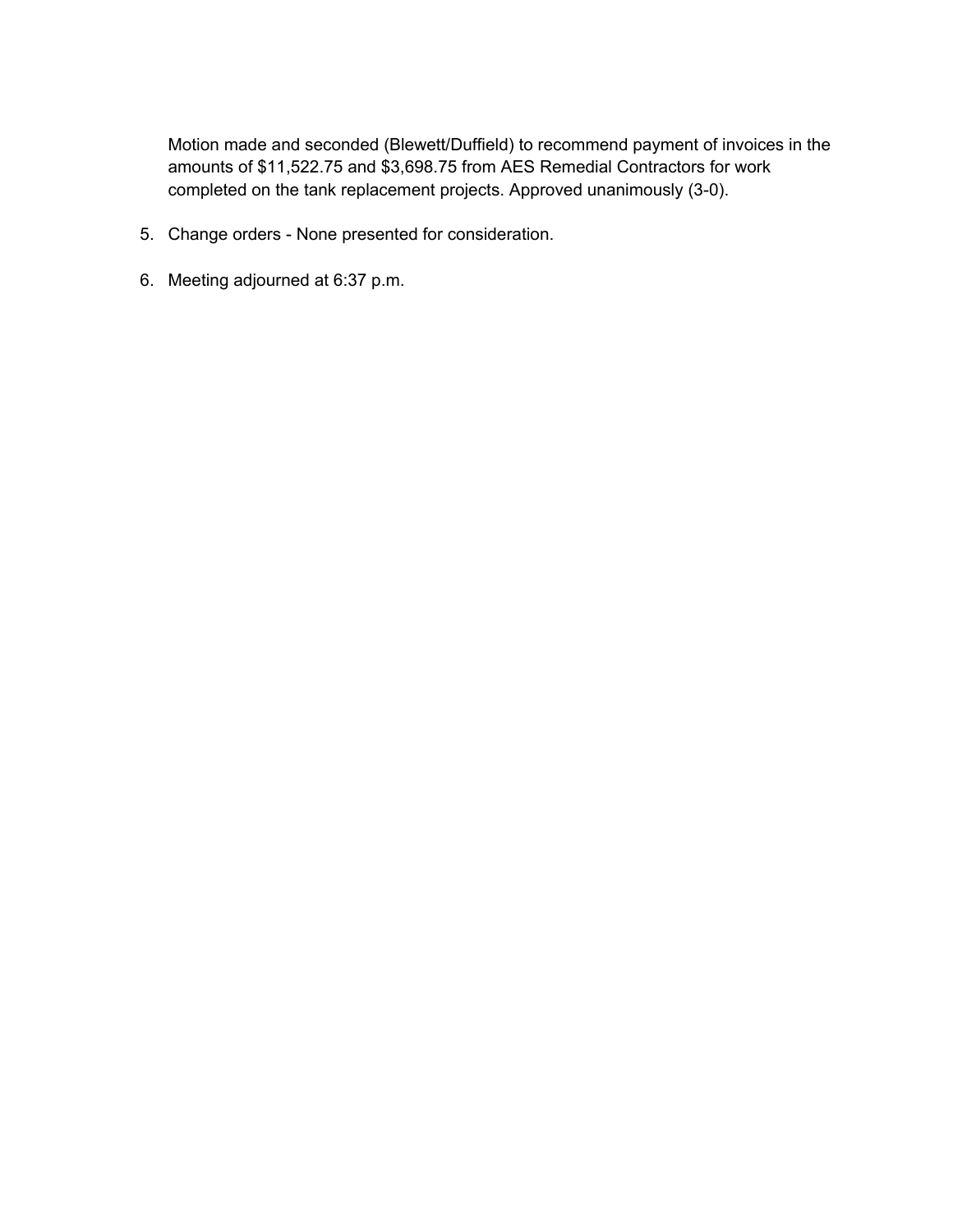Motion made and seconded (Blewett/Duffield) to recommend payment of invoices in the amounts of $11,522.75 and $3,698.75 from AES Remedial Contractors for work completed on the tank replacement projects. Approved unanimously (3-0).

5. Change orders - None presented for consideration.

6. Meeting adjourned at 6:37 p.m.